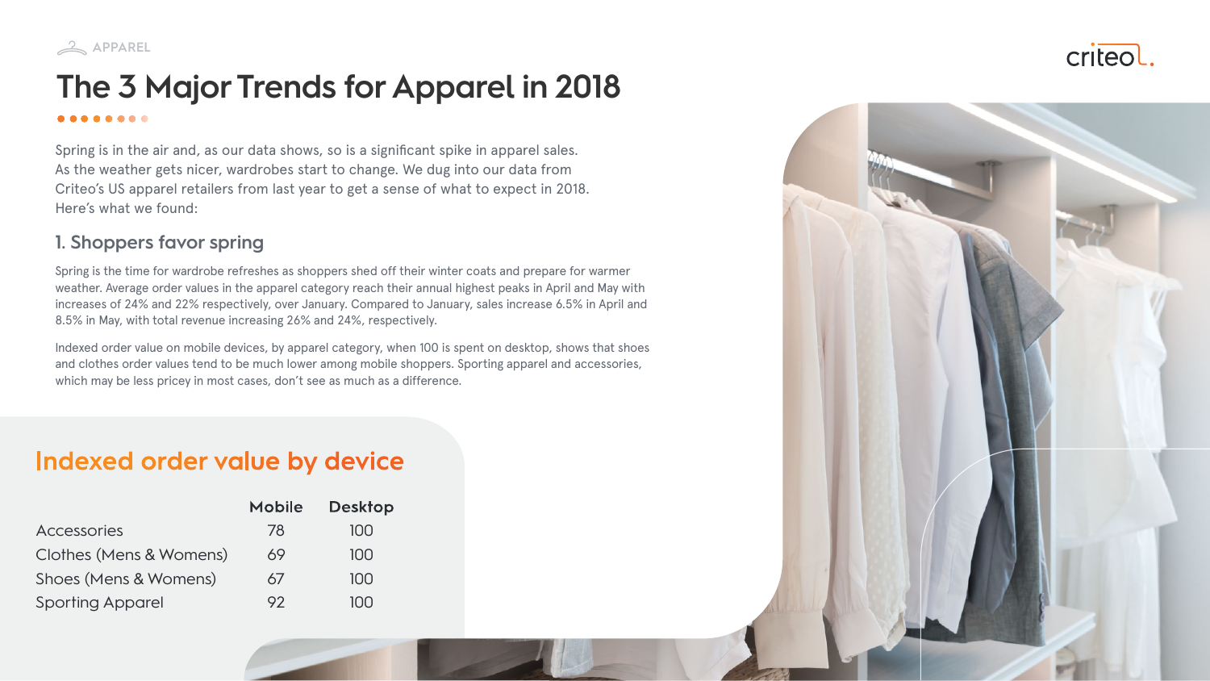APPAREL

# The 3 Major Trends for Apparel in 2018

Spring is in the air and, as our data shows, so is a significant spike in apparel sales. As the weather gets nicer, wardrobes start to change. We dug into our data from Criteo's US apparel retailers from last year to get a sense of what to expect in 2018. Here's what we found:

## 1. Shoppers favor spring

Spring is the time for wardrobe refreshes as shoppers shed off their winter coats and prepare for warmer weather. Average order values in the apparel category reach their annual highest peaks in April and May with increases of 24% and 22% respectively, over January. Compared to January, sales increase 6.5% in April and 8.5% in May, with total revenue increasing 26% and 24%, respectively.

Indexed order value on mobile devices, by apparel category, when 100 is spent on desktop, shows that shoes and clothes order values tend to be much lower among mobile shoppers. Sporting apparel and accessories, which may be less pricey in most cases, don't see as much as a difference.

### Indexed order value by device

| | Mobile | Desktop |
|---|---|---|
| Accessories | 78 | 100 |
| Clothes (Mens & Womens) | 69 | 100 |
| Shoes (Mens & Womens) | 67 | 100 |
| Sporting Apparel | 92 | 100 |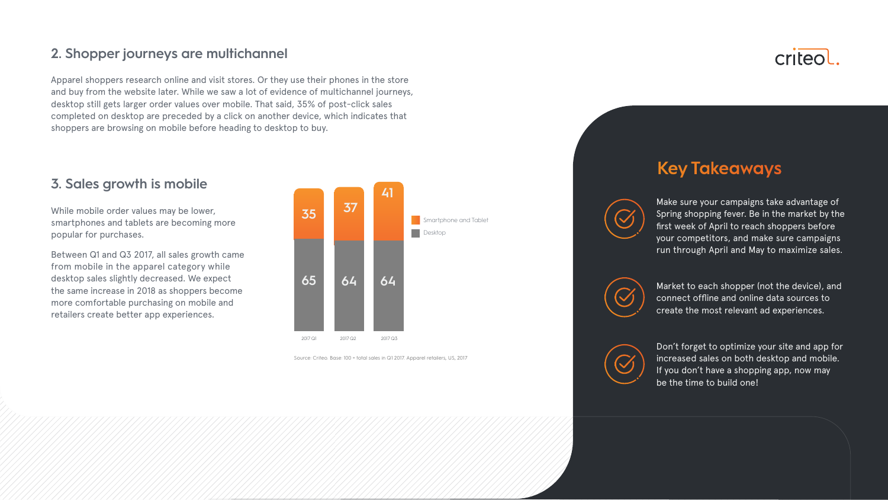## 2. Shopper journeys are multichannel

Apparel shoppers research online and visit stores. Or they use their phones in the store and buy from the website later. While we saw a lot of evidence of multichannel journeys, desktop still gets larger order values over mobile. That said, 35% of post-click sales completed on desktop are preceded by a click on another device, which indicates that shoppers are browsing on mobile before heading to desktop to buy.

## 3. Sales growth is mobile

While mobile order values may be lower, smartphones and tablets are becoming more popular for purchases.

Between Q1 and Q3 2017, all sales growth came from mobile in the apparel category while desktop sales slightly decreased. We expect the same increase in 2018 as shoppers become more comfortable purchasing on mobile and retailers create better app experiences.

Smartphone and Tablet
Desktop

35
65
2017 Q1

37
64
2017 Q2

41
64
2017 Q3

Source: Criteo. Base: 100 = total sales in Q1 2017. Apparel retailers, US, 2017

## Key Takeaways

- Make sure your campaigns take advantage of Spring shopping fever. Be in the market by the first week of April to reach shoppers before your competitors, and make sure campaigns run through April and May to maximize sales.
- Market to each shopper (not the device), and connect offline and online data sources to create the most relevant ad experiences.
- Don't forget to optimize your site and app for increased sales on both desktop and mobile. If you don't have a shopping app, now may be the time to build one!